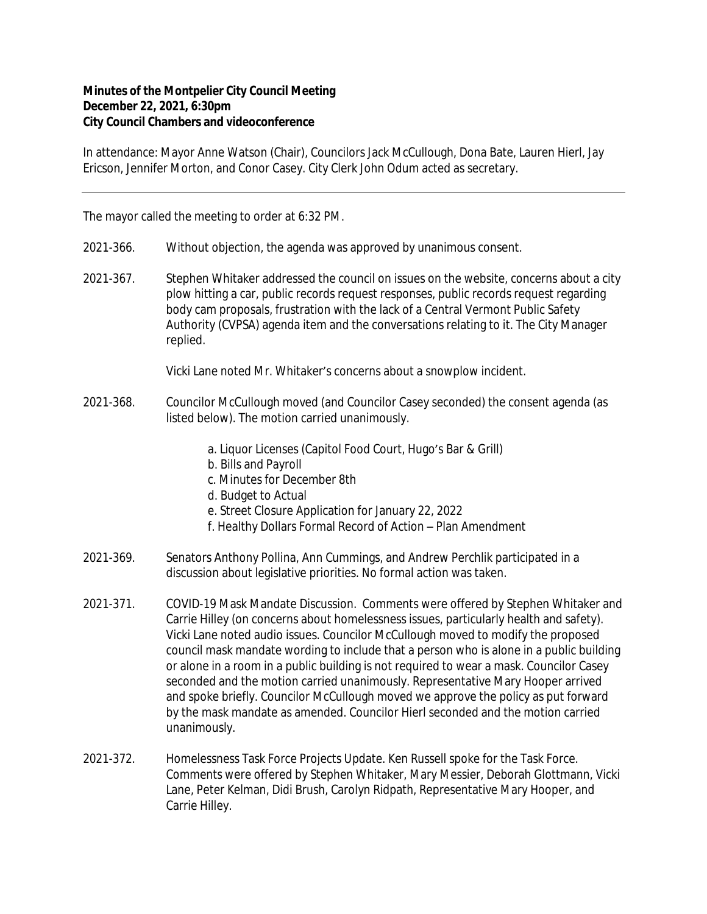**Minutes of the Montpelier City Council Meeting**
**December 22, 2021, 6:30pm**
**City Council Chambers and videoconference**

In attendance: Mayor Anne Watson (Chair), Councilors Jack McCullough, Dona Bate, Lauren Hierl, Jay Ericson, Jennifer Morton, and Conor Casey. City Clerk John Odum acted as secretary.

---

The mayor called the meeting to order at 6:32 PM.

2021-366. Without objection, the agenda was approved by unanimous consent.

2021-367. Stephen Whitaker addressed the council on issues on the website, concerns about a city plow hitting a car, public records request responses, public records request regarding body cam proposals, frustration with the lack of a Central Vermont Public Safety Authority (CVPSA) agenda item and the conversations relating to it. The City Manager replied.

Vicki Lane noted Mr. Whitaker's concerns about a snowplow incident.

2021-368. Councilor McCullough moved (and Councilor Casey seconded) the consent agenda (as listed below). The motion carried unanimously.

a. Liquor Licenses (Capitol Food Court, Hugo's Bar & Grill)
b. Bills and Payroll
c. Minutes for December 8th
d. Budget to Actual
e. Street Closure Application for January 22, 2022
f. Healthy Dollars Formal Record of Action – Plan Amendment

2021-369. Senators Anthony Pollina, Ann Cummings, and Andrew Perchlik participated in a discussion about legislative priorities. No formal action was taken.

2021-371. COVID-19 Mask Mandate Discussion. Comments were offered by Stephen Whitaker and Carrie Hilley (on concerns about homelessness issues, particularly health and safety). Vicki Lane noted audio issues. Councilor McCullough moved to modify the proposed council mask mandate wording to include that a person who is alone in a public building or alone in a room in a public building is not required to wear a mask. Councilor Casey seconded and the motion carried unanimously. Representative Mary Hooper arrived and spoke briefly. Councilor McCullough moved we approve the policy as put forward by the mask mandate as amended. Councilor Hierl seconded and the motion carried unanimously.

2021-372. Homelessness Task Force Projects Update. Ken Russell spoke for the Task Force. Comments were offered by Stephen Whitaker, Mary Messier, Deborah Glottmann, Vicki Lane, Peter Kelman, Didi Brush, Carolyn Ridpath, Representative Mary Hooper, and Carrie Hilley.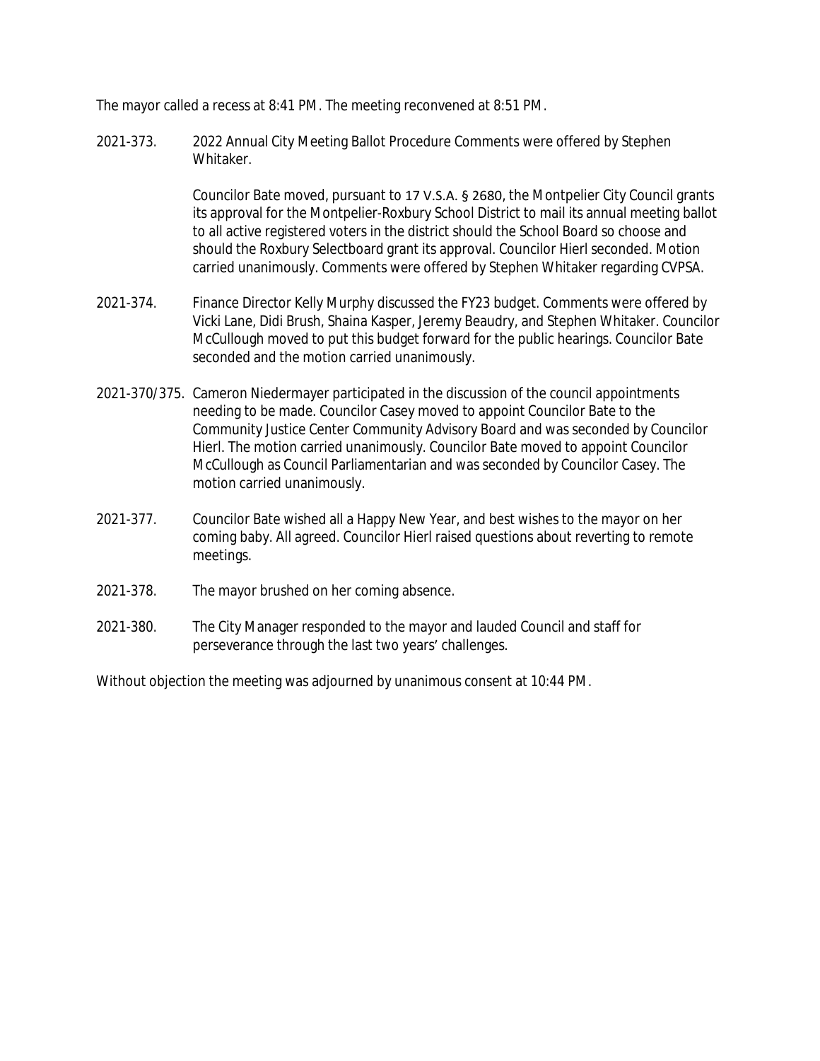The mayor called a recess at 8:41 PM. The meeting reconvened at 8:51 PM.

2021-373. 2022 Annual City Meeting Ballot Procedure Comments were offered by Stephen Whitaker.

Councilor Bate moved, pursuant to 17 V.S.A. § 2680, the Montpelier City Council grants its approval for the Montpelier-Roxbury School District to mail its annual meeting ballot to all active registered voters in the district should the School Board so choose and should the Roxbury Selectboard grant its approval. Councilor Hierl seconded. Motion carried unanimously. Comments were offered by Stephen Whitaker regarding CVPSA.

2021-374. Finance Director Kelly Murphy discussed the FY23 budget. Comments were offered by Vicki Lane, Didi Brush, Shaina Kasper, Jeremy Beaudry, and Stephen Whitaker. Councilor McCullough moved to put this budget forward for the public hearings. Councilor Bate seconded and the motion carried unanimously.

2021-370/375. Cameron Niedermayer participated in the discussion of the council appointments needing to be made. Councilor Casey moved to appoint Councilor Bate to the Community Justice Center Community Advisory Board and was seconded by Councilor Hierl. The motion carried unanimously. Councilor Bate moved to appoint Councilor McCullough as Council Parliamentarian and was seconded by Councilor Casey. The motion carried unanimously.

2021-377. Councilor Bate wished all a Happy New Year, and best wishes to the mayor on her coming baby. All agreed. Councilor Hierl raised questions about reverting to remote meetings.

2021-378. The mayor brushed on her coming absence.

2021-380. The City Manager responded to the mayor and lauded Council and staff for perseverance through the last two years' challenges.

Without objection the meeting was adjourned by unanimous consent at 10:44 PM.